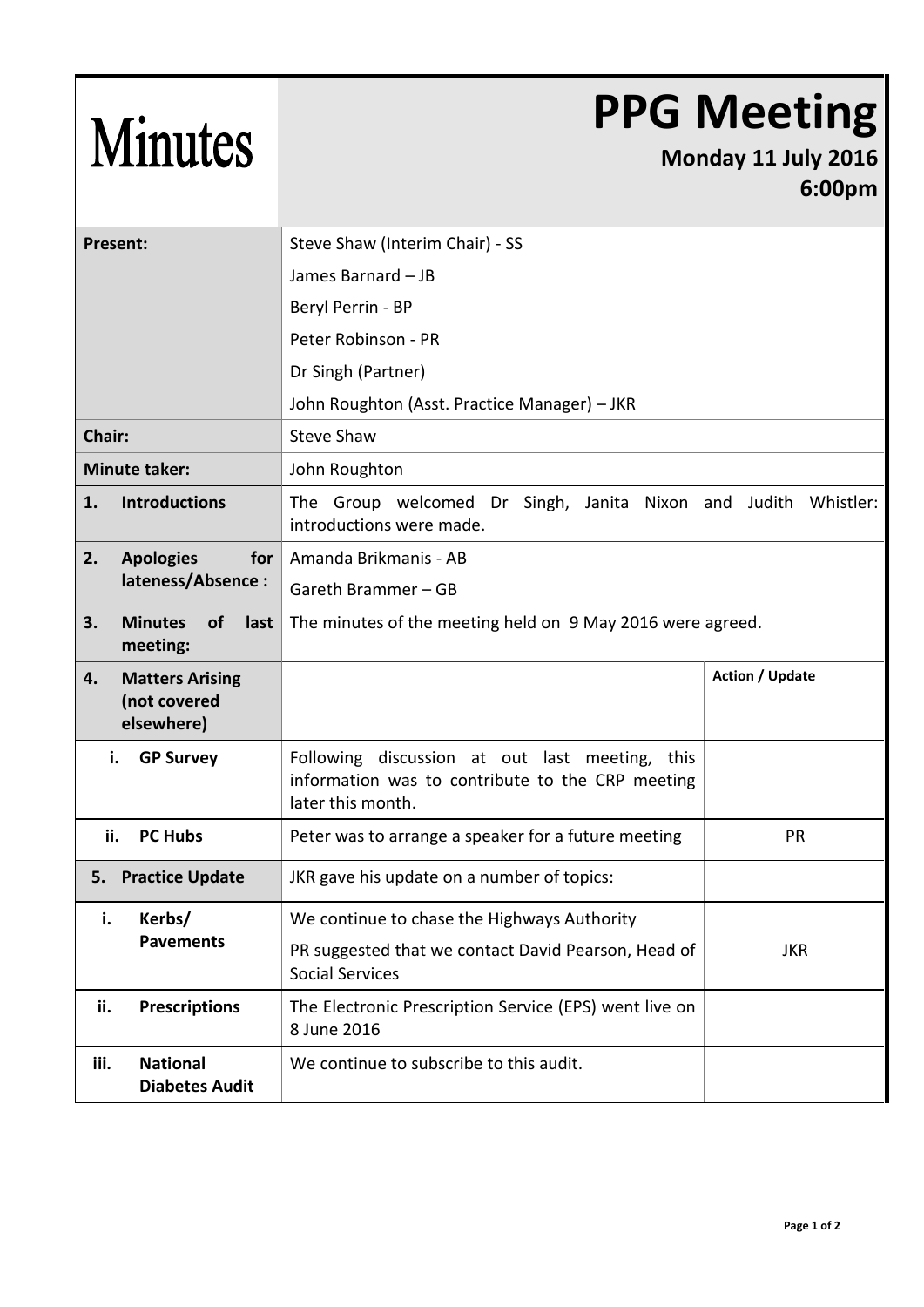# Minutes

# PPG Meeting

**Monday 11 July 2016**
**6:00pm**

| | | |
|---|---|---|
| **Present:** | Steve Shaw (Interim Chair) - SS | |
| | James Barnard – JB | |
| | Beryl Perrin - BP | |
| | Peter Robinson - PR | |
| | Dr Singh (Partner) | |
| | John Roughton (Asst. Practice Manager) – JKR | |
| **Chair:** | Steve Shaw | |
| **Minute taker:** | John Roughton | |
| **1. Introductions** | The Group welcomed Dr Singh, Janita Nixon and Judith Whistler: introductions were made. | |
| **2. Apologies for lateness/Absence :** | Amanda Brikmanis - AB | |
| | Gareth Brammer – GB | |
| **3. Minutes of last meeting:** | The minutes of the meeting held on 9 May 2016 were agreed. | |
| **4. Matters Arising (not covered elsewhere)** | | **Action / Update** |
| **i. GP Survey** | Following discussion at out last meeting, this information was to contribute to the CRP meeting later this month. | |
| **ii. PC Hubs** | Peter was to arrange a speaker for a future meeting | PR |
| **5. Practice Update** | JKR gave his update on a number of topics: | |
| **i. Kerbs/ Pavements** | We continue to chase the Highways Authority<br>PR suggested that we contact David Pearson, Head of Social Services | JKR |
| **ii. Prescriptions** | The Electronic Prescription Service (EPS) went live on 8 June 2016 | |
| **iii. National Diabetes Audit** | We continue to subscribe to this audit. | |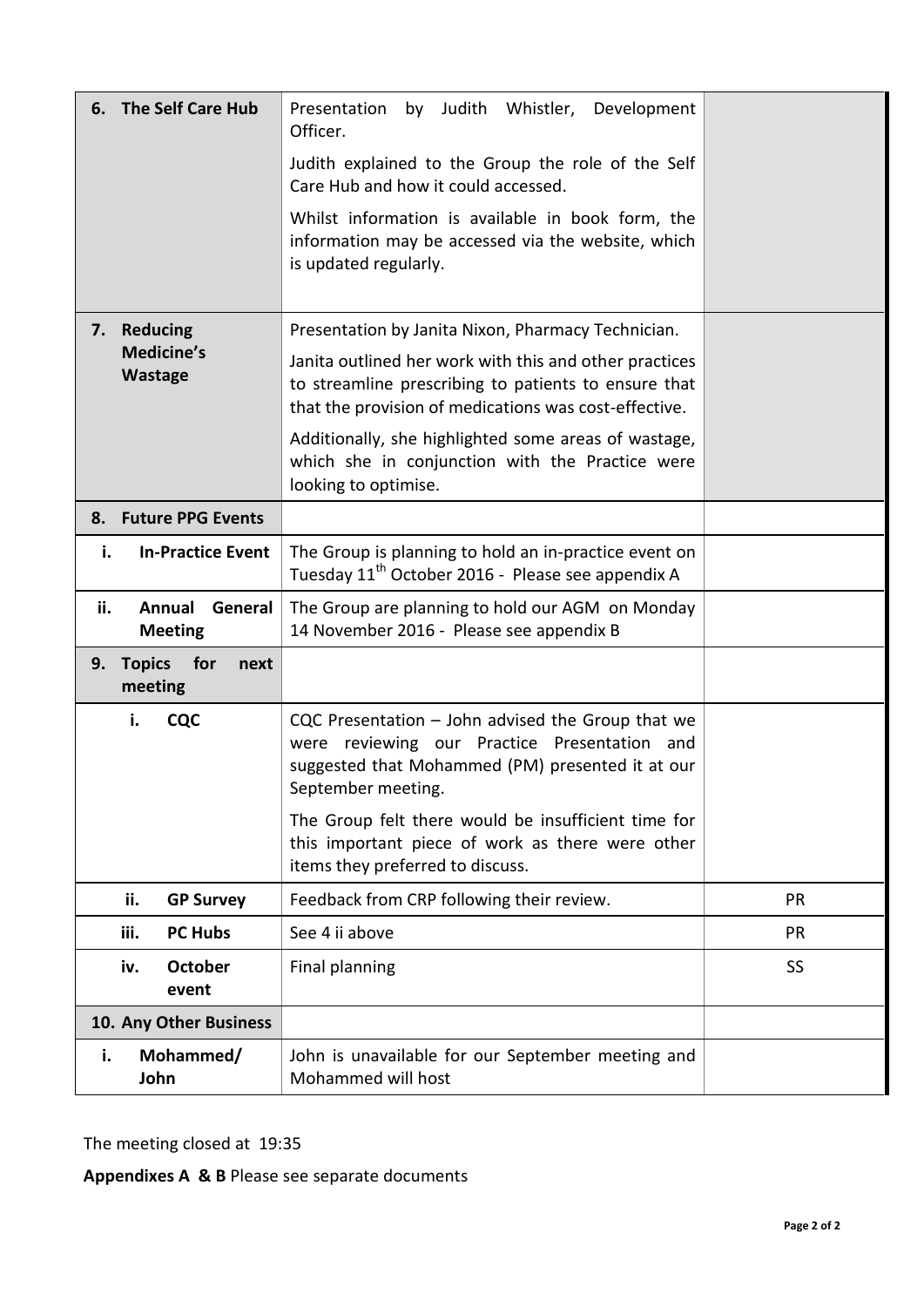| | | |
|---|---|---|
| **6. The Self Care Hub** | Presentation by Judith Whistler, Development Officer.<br><br>Judith explained to the Group the role of the Self Care Hub and how it could accessed.<br><br>Whilst information is available in book form, the information may be accessed via the website, which is updated regularly. | |
| **7. Reducing Medicine's Wastage** | Presentation by Janita Nixon, Pharmacy Technician.<br><br>Janita outlined her work with this and other practices to streamline prescribing to patients to ensure that that the provision of medications was cost-effective.<br><br>Additionally, she highlighted some areas of wastage, which she in conjunction with the Practice were looking to optimise. | |
| **8. Future PPG Events** | | |
| **i. In-Practice Event** | The Group is planning to hold an in-practice event on Tuesday 11th October 2016 - Please see appendix A | |
| **ii. Annual General Meeting** | The Group are planning to hold our AGM on Monday 14 November 2016 - Please see appendix B | |
| **9. Topics for next meeting** | | |
| **i. CQC** | CQC Presentation – John advised the Group that we were reviewing our Practice Presentation and suggested that Mohammed (PM) presented it at our September meeting.<br><br>The Group felt there would be insufficient time for this important piece of work as there were other items they preferred to discuss. | |
| **ii. GP Survey** | Feedback from CRP following their review. | PR |
| **iii. PC Hubs** | See 4 ii above | PR |
| **iv. October event** | Final planning | SS |
| **10. Any Other Business** | | |
| **i. Mohammed/ John** | John is unavailable for our September meeting and Mohammed will host | |

The meeting closed at 19:35

**Appendixes A & B** Please see separate documents